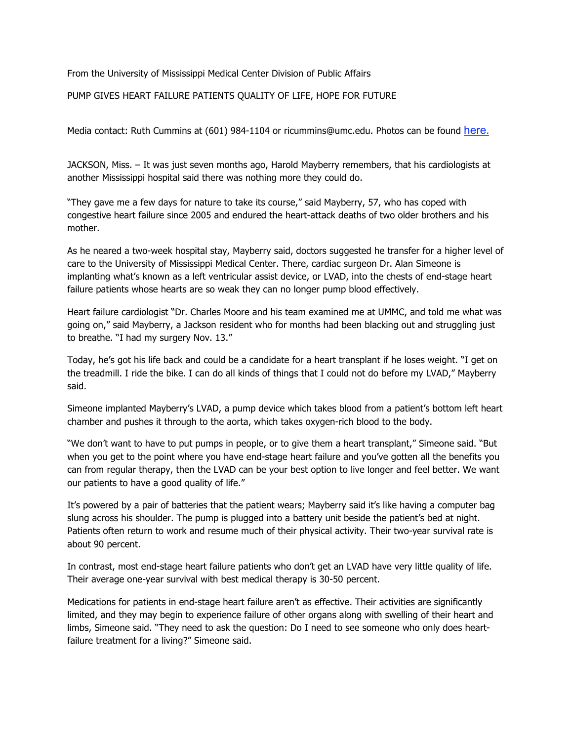From the University of Mississippi Medical Center Division of Public Affairs

# PUMP GIVES HEART FAILURE PATIENTS QUALITY OF LIFE, HOPE FOR FUTURE

Media contact: Ruth Cummins at (601) 984-1104 or ricummins@umc.edu. Photos can be found here.

JACKSON, Miss. – It was just seven months ago, Harold Mayberry remembers, that his cardiologists at another Mississippi hospital said there was nothing more they could do.

"They gave me a few days for nature to take its course," said Mayberry, 57, who has coped with congestive heart failure since 2005 and endured the heart-attack deaths of two older brothers and his mother.

As he neared a two-week hospital stay, Mayberry said, doctors suggested he transfer for a higher level of care to the University of Mississippi Medical Center. There, cardiac surgeon Dr. Alan Simeone is implanting what's known as a left ventricular assist device, or LVAD, into the chests of end-stage heart failure patients whose hearts are so weak they can no longer pump blood effectively.

Heart failure cardiologist "Dr. Charles Moore and his team examined me at UMMC, and told me what was going on," said Mayberry, a Jackson resident who for months had been blacking out and struggling just to breathe. "I had my surgery Nov. 13."

Today, he's got his life back and could be a candidate for a heart transplant if he loses weight. "I get on the treadmill. I ride the bike. I can do all kinds of things that I could not do before my LVAD," Mayberry said.

Simeone implanted Mayberry's LVAD, a pump device which takes blood from a patient's bottom left heart chamber and pushes it through to the aorta, which takes oxygen-rich blood to the body.

"We don't want to have to put pumps in people, or to give them a heart transplant," Simeone said. "But when you get to the point where you have end-stage heart failure and you've gotten all the benefits you can from regular therapy, then the LVAD can be your best option to live longer and feel better. We want our patients to have a good quality of life."

It's powered by a pair of batteries that the patient wears; Mayberry said it's like having a computer bag slung across his shoulder. The pump is plugged into a battery unit beside the patient's bed at night. Patients often return to work and resume much of their physical activity. Their two-year survival rate is about 90 percent.

In contrast, most end-stage heart failure patients who don't get an LVAD have very little quality of life. Their average one-year survival with best medical therapy is 30-50 percent.

Medications for patients in end-stage heart failure aren't as effective. Their activities are significantly limited, and they may begin to experience failure of other organs along with swelling of their heart and limbs, Simeone said. "They need to ask the question: Do I need to see someone who only does heart-failure treatment for a living?" Simeone said.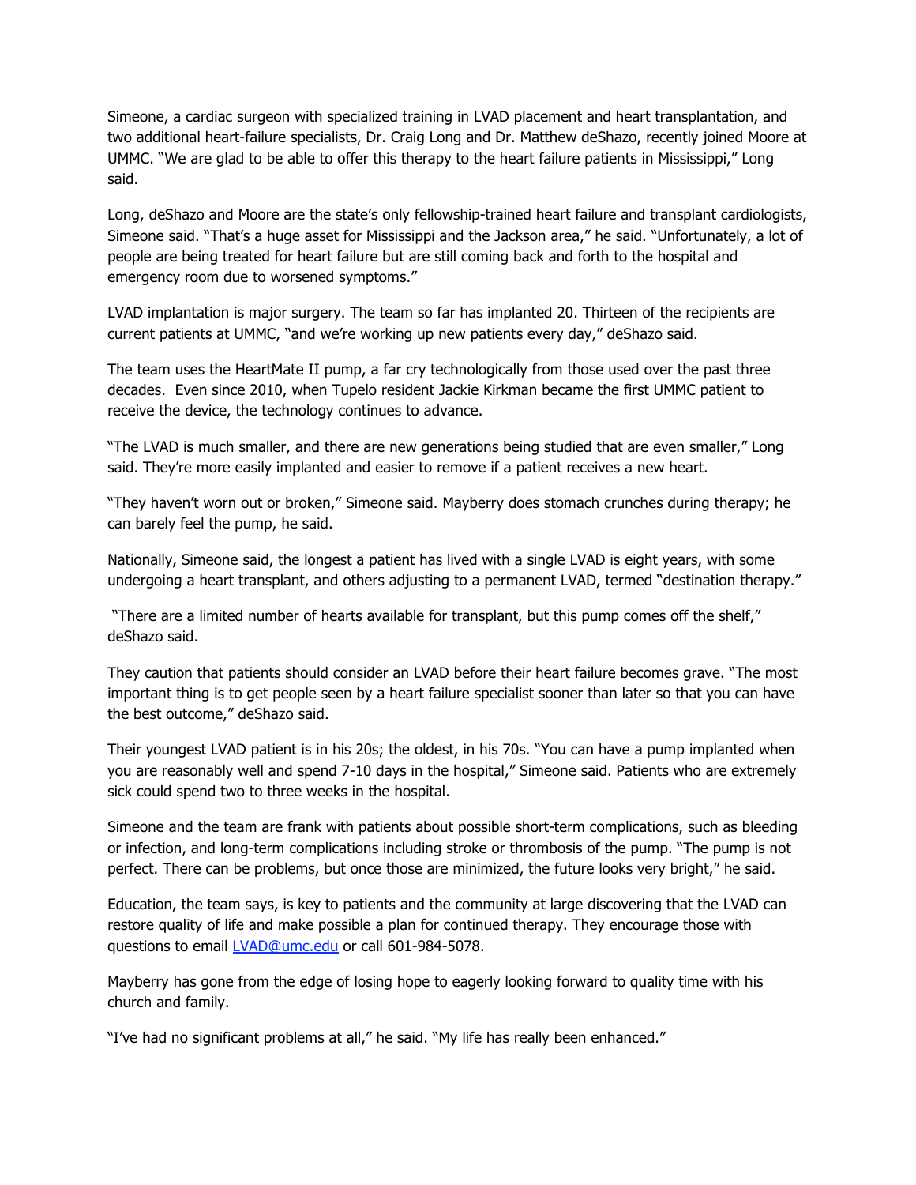Simeone, a cardiac surgeon with specialized training in LVAD placement and heart transplantation, and two additional heart-failure specialists, Dr. Craig Long and Dr. Matthew deShazo, recently joined Moore at UMMC. "We are glad to be able to offer this therapy to the heart failure patients in Mississippi," Long said.

Long, deShazo and Moore are the state's only fellowship-trained heart failure and transplant cardiologists, Simeone said. "That's a huge asset for Mississippi and the Jackson area," he said. "Unfortunately, a lot of people are being treated for heart failure but are still coming back and forth to the hospital and emergency room due to worsened symptoms."

LVAD implantation is major surgery. The team so far has implanted 20. Thirteen of the recipients are current patients at UMMC, "and we're working up new patients every day," deShazo said.

The team uses the HeartMate II pump, a far cry technologically from those used over the past three decades. Even since 2010, when Tupelo resident Jackie Kirkman became the first UMMC patient to receive the device, the technology continues to advance.

"The LVAD is much smaller, and there are new generations being studied that are even smaller," Long said. They're more easily implanted and easier to remove if a patient receives a new heart.

"They haven't worn out or broken," Simeone said. Mayberry does stomach crunches during therapy; he can barely feel the pump, he said.

Nationally, Simeone said, the longest a patient has lived with a single LVAD is eight years, with some undergoing a heart transplant, and others adjusting to a permanent LVAD, termed "destination therapy."

"There are a limited number of hearts available for transplant, but this pump comes off the shelf," deShazo said.

They caution that patients should consider an LVAD before their heart failure becomes grave. "The most important thing is to get people seen by a heart failure specialist sooner than later so that you can have the best outcome," deShazo said.

Their youngest LVAD patient is in his 20s; the oldest, in his 70s. "You can have a pump implanted when you are reasonably well and spend 7-10 days in the hospital," Simeone said. Patients who are extremely sick could spend two to three weeks in the hospital.

Simeone and the team are frank with patients about possible short-term complications, such as bleeding or infection, and long-term complications including stroke or thrombosis of the pump. "The pump is not perfect. There can be problems, but once those are minimized, the future looks very bright," he said.

Education, the team says, is key to patients and the community at large discovering that the LVAD can restore quality of life and make possible a plan for continued therapy. They encourage those with questions to email [LVAD@umc.edu](mailto:LVAD@umc.edu) or call 601-984-5078.

Mayberry has gone from the edge of losing hope to eagerly looking forward to quality time with his church and family.

"I've had no significant problems at all," he said. "My life has really been enhanced."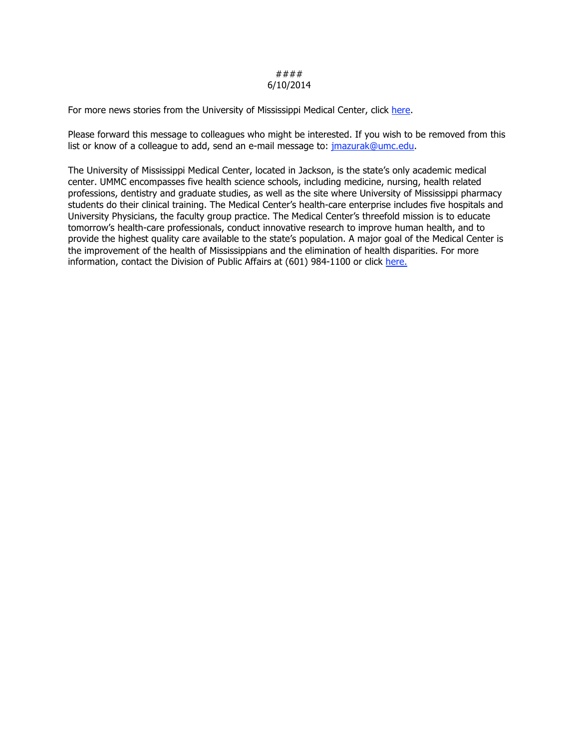####
6/10/2014

For more news stories from the University of Mississippi Medical Center, click here.

Please forward this message to colleagues who might be interested. If you wish to be removed from this list or know of a colleague to add, send an e-mail message to: jmazurak@umc.edu.

The University of Mississippi Medical Center, located in Jackson, is the state's only academic medical center. UMMC encompasses five health science schools, including medicine, nursing, health related professions, dentistry and graduate studies, as well as the site where University of Mississippi pharmacy students do their clinical training. The Medical Center's health-care enterprise includes five hospitals and University Physicians, the faculty group practice. The Medical Center's threefold mission is to educate tomorrow's health-care professionals, conduct innovative research to improve human health, and to provide the highest quality care available to the state's population. A major goal of the Medical Center is the improvement of the health of Mississippians and the elimination of health disparities. For more information, contact the Division of Public Affairs at (601) 984-1100 or click here.